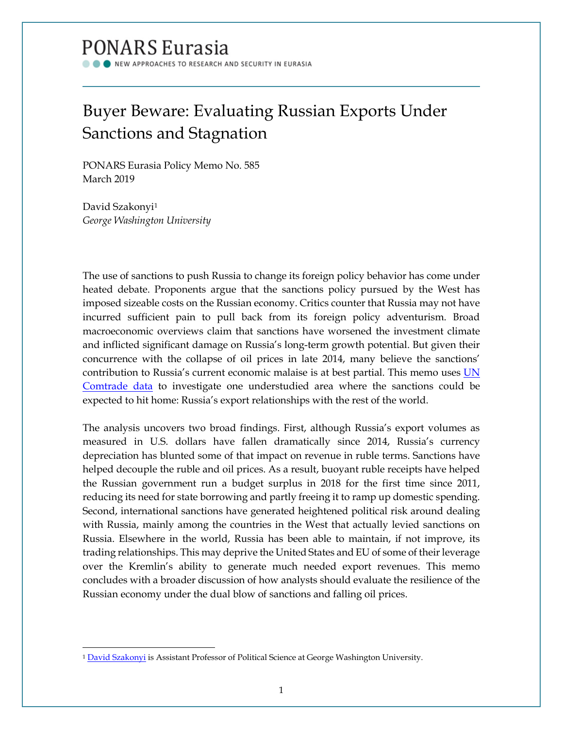PONARS Eurasia

NEW APPROACHES TO RESEARCH AND SECURITY IN EURASIA

# Buyer Beware: Evaluating Russian Exports Under Sanctions and Stagnation

PONARS Eurasia Policy Memo No. 585
March 2019

David Szakonyi[1]
*George Washington University*

The use of sanctions to push Russia to change its foreign policy behavior has come under heated debate. Proponents argue that the sanctions policy pursued by the West has imposed sizeable costs on the Russian economy. Critics counter that Russia may not have incurred sufficient pain to pull back from its foreign policy adventurism. Broad macroeconomic overviews claim that sanctions have worsened the investment climate and inflicted significant damage on Russia's long-term growth potential. But given their concurrence with the collapse of oil prices in late 2014, many believe the sanctions' contribution to Russia's current economic malaise is at best partial. This memo uses [UN Comtrade data](#) to investigate one understudied area where the sanctions could be expected to hit home: Russia's export relationships with the rest of the world.

The analysis uncovers two broad findings. First, although Russia's export volumes as measured in U.S. dollars have fallen dramatically since 2014, Russia's currency depreciation has blunted some of that impact on revenue in ruble terms. Sanctions have helped decouple the ruble and oil prices. As a result, buoyant ruble receipts have helped the Russian government run a budget surplus in 2018 for the first time since 2011, reducing its need for state borrowing and partly freeing it to ramp up domestic spending. Second, international sanctions have generated heightened political risk around dealing with Russia, mainly among the countries in the West that actually levied sanctions on Russia. Elsewhere in the world, Russia has been able to maintain, if not improve, its trading relationships. This may deprive the United States and EU of some of their leverage over the Kremlin's ability to generate much needed export revenues. This memo concludes with a broader discussion of how analysts should evaluate the resilience of the Russian economy under the dual blow of sanctions and falling oil prices.

---

[1] [David Szakonyi](#) is Assistant Professor of Political Science at George Washington University.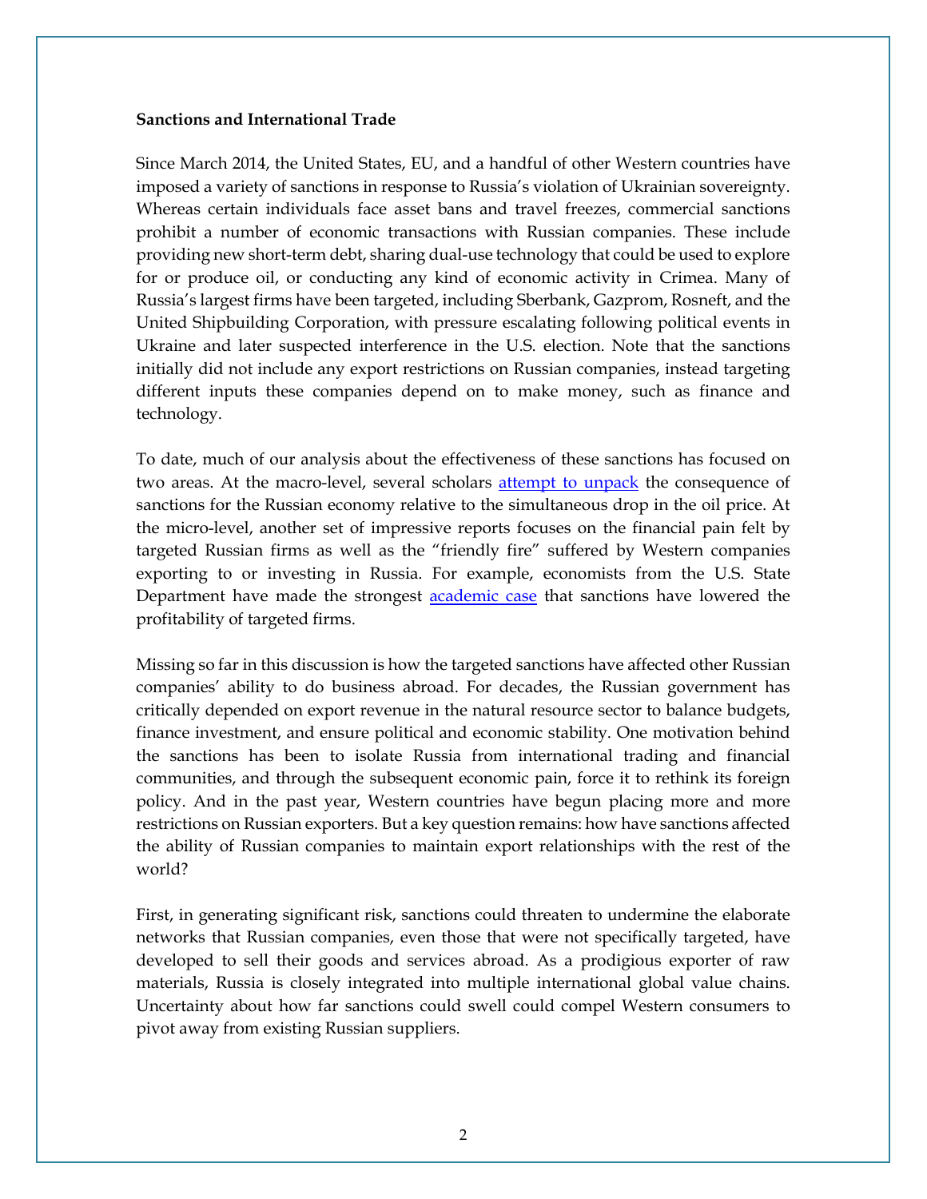**Sanctions and International Trade**

Since March 2014, the United States, EU, and a handful of other Western countries have imposed a variety of sanctions in response to Russia's violation of Ukrainian sovereignty. Whereas certain individuals face asset bans and travel freezes, commercial sanctions prohibit a number of economic transactions with Russian companies. These include providing new short-term debt, sharing dual-use technology that could be used to explore for or produce oil, or conducting any kind of economic activity in Crimea. Many of Russia's largest firms have been targeted, including Sberbank, Gazprom, Rosneft, and the United Shipbuilding Corporation, with pressure escalating following political events in Ukraine and later suspected interference in the U.S. election. Note that the sanctions initially did not include any export restrictions on Russian companies, instead targeting different inputs these companies depend on to make money, such as finance and technology.

To date, much of our analysis about the effectiveness of these sanctions has focused on two areas. At the macro-level, several scholars [attempt to unpack] the consequence of sanctions for the Russian economy relative to the simultaneous drop in the oil price. At the micro-level, another set of impressive reports focuses on the financial pain felt by targeted Russian firms as well as the "friendly fire" suffered by Western companies exporting to or investing in Russia. For example, economists from the U.S. State Department have made the strongest [academic case] that sanctions have lowered the profitability of targeted firms.

Missing so far in this discussion is how the targeted sanctions have affected other Russian companies' ability to do business abroad. For decades, the Russian government has critically depended on export revenue in the natural resource sector to balance budgets, finance investment, and ensure political and economic stability. One motivation behind the sanctions has been to isolate Russia from international trading and financial communities, and through the subsequent economic pain, force it to rethink its foreign policy. And in the past year, Western countries have begun placing more and more restrictions on Russian exporters. But a key question remains: how have sanctions affected the ability of Russian companies to maintain export relationships with the rest of the world?

First, in generating significant risk, sanctions could threaten to undermine the elaborate networks that Russian companies, even those that were not specifically targeted, have developed to sell their goods and services abroad. As a prodigious exporter of raw materials, Russia is closely integrated into multiple international global value chains. Uncertainty about how far sanctions could swell could compel Western consumers to pivot away from existing Russian suppliers.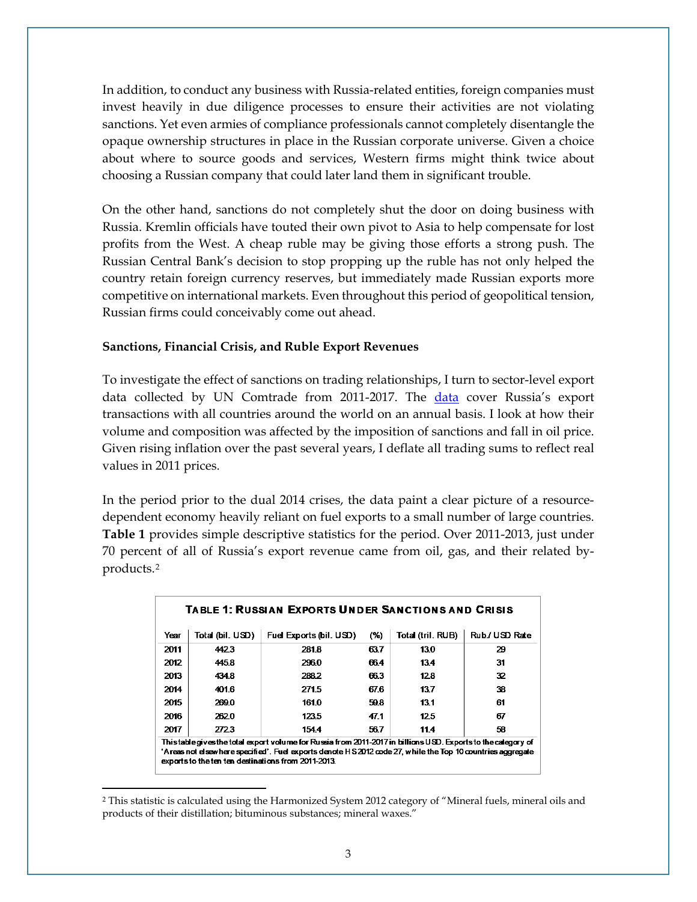In addition, to conduct any business with Russia-related entities, foreign companies must invest heavily in due diligence processes to ensure their activities are not violating sanctions. Yet even armies of compliance professionals cannot completely disentangle the opaque ownership structures in place in the Russian corporate universe. Given a choice about where to source goods and services, Western firms might think twice about choosing a Russian company that could later land them in significant trouble.

On the other hand, sanctions do not completely shut the door on doing business with Russia. Kremlin officials have touted their own pivot to Asia to help compensate for lost profits from the West. A cheap ruble may be giving those efforts a strong push. The Russian Central Bank's decision to stop propping up the ruble has not only helped the country retain foreign currency reserves, but immediately made Russian exports more competitive on international markets. Even throughout this period of geopolitical tension, Russian firms could conceivably come out ahead.

**Sanctions, Financial Crisis, and Ruble Export Revenues**

To investigate the effect of sanctions on trading relationships, I turn to sector-level export data collected by UN Comtrade from 2011-2017. The data cover Russia's export transactions with all countries around the world on an annual basis. I look at how their volume and composition was affected by the imposition of sanctions and fall in oil price. Given rising inflation over the past several years, I deflate all trading sums to reflect real values in 2011 prices.

In the period prior to the dual 2014 crises, the data paint a clear picture of a resource-dependent economy heavily reliant on fuel exports to a small number of large countries. **Table 1** provides simple descriptive statistics for the period. Over 2011-2013, just under 70 percent of all of Russia's export revenue came from oil, gas, and their related by-products.[2]

**TABLE 1: RUSSIAN EXPORTS UNDER SANCTIONS AND CRISIS**

| Year | Total (bil. USD) | Fuel Exports (bil. USD) | (%) | Total (tril. RUB) | Rub./USD Rate |
|---|---|---|---|---|---|
| 2011 | 442.3 | 281.8 | 63.7 | 13.0 | 29 |
| 2012 | 445.8 | 296.0 | 66.4 | 13.4 | 31 |
| 2013 | 434.8 | 288.2 | 66.3 | 12.8 | 32 |
| 2014 | 401.6 | 271.5 | 67.6 | 13.7 | 38 |
| 2015 | 269.0 | 161.0 | 59.8 | 13.1 | 61 |
| 2016 | 262.0 | 123.5 | 47.1 | 12.5 | 67 |
| 2017 | 272.3 | 154.4 | 56.7 | 11.4 | 58 |

This table gives the total export volume for Russia from 2011-2017 in billions USD. Exports to the category of 'Areas not elsewhere specified'. Fuel exports denote HS 2012 code 27, while the Top 10 countries aggregate exports to the ten ten destinations from 2011-2013.

[2] This statistic is calculated using the Harmonized System 2012 category of "Mineral fuels, mineral oils and products of their distillation; bituminous substances; mineral waxes."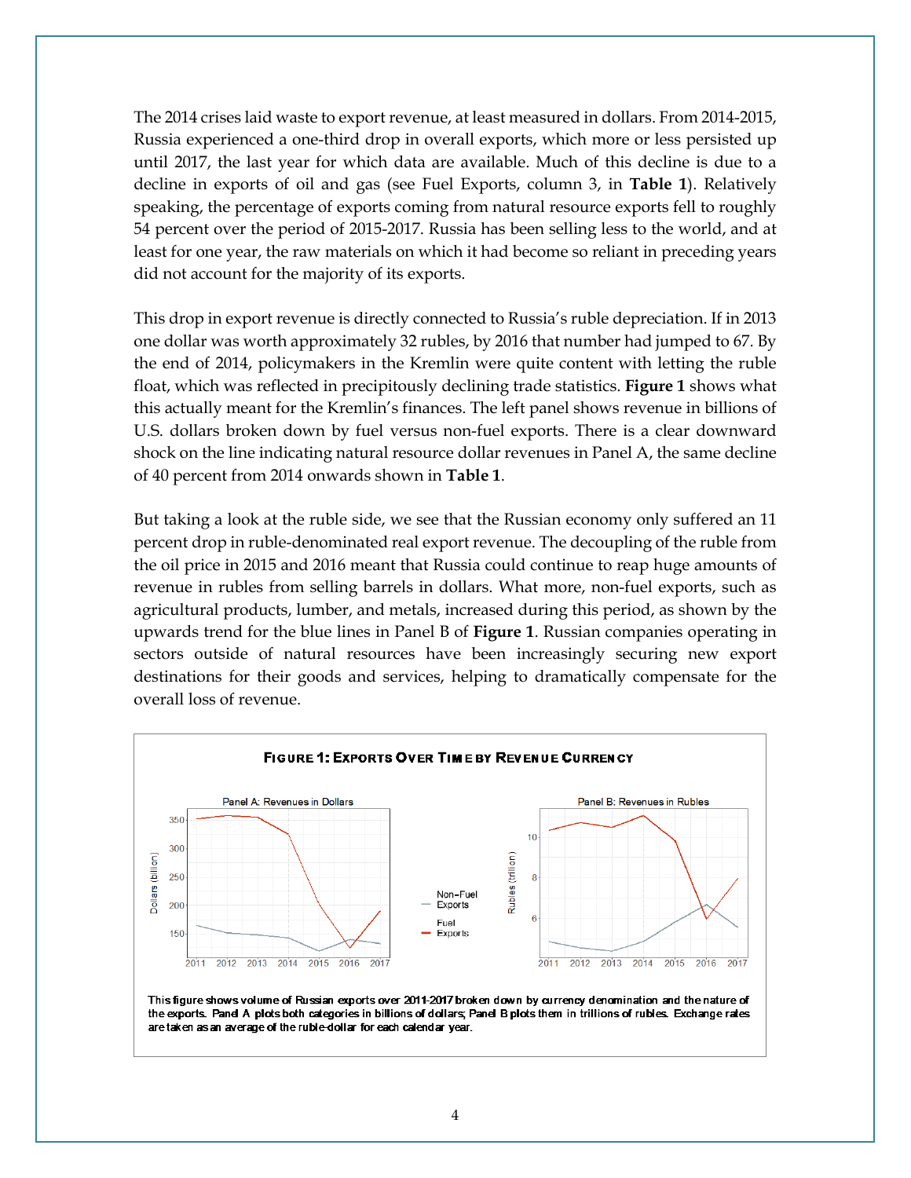The 2014 crises laid waste to export revenue, at least measured in dollars. From 2014-2015, Russia experienced a one-third drop in overall exports, which more or less persisted up until 2017, the last year for which data are available. Much of this decline is due to a decline in exports of oil and gas (see Fuel Exports, column 3, in **Table 1**). Relatively speaking, the percentage of exports coming from natural resource exports fell to roughly 54 percent over the period of 2015-2017. Russia has been selling less to the world, and at least for one year, the raw materials on which it had become so reliant in preceding years did not account for the majority of its exports.

This drop in export revenue is directly connected to Russia's ruble depreciation. If in 2013 one dollar was worth approximately 32 rubles, by 2016 that number had jumped to 67. By the end of 2014, policymakers in the Kremlin were quite content with letting the ruble float, which was reflected in precipitously declining trade statistics. **Figure 1** shows what this actually meant for the Kremlin's finances. The left panel shows revenue in billions of U.S. dollars broken down by fuel versus non-fuel exports. There is a clear downward shock on the line indicating natural resource dollar revenues in Panel A, the same decline of 40 percent from 2014 onwards shown in **Table 1**.

But taking a look at the ruble side, we see that the Russian economy only suffered an 11 percent drop in ruble-denominated real export revenue. The decoupling of the ruble from the oil price in 2015 and 2016 meant that Russia could continue to reap huge amounts of revenue in rubles from selling barrels in dollars. What more, non-fuel exports, such as agricultural products, lumber, and metals, increased during this period, as shown by the upwards trend for the blue lines in Panel B of **Figure 1**. Russian companies operating in sectors outside of natural resources have been increasingly securing new export destinations for their goods and services, helping to dramatically compensate for the overall loss of revenue.

**Figure 1: Exports Over Time by Revenue Currency**

This figure shows volume of Russian exports over 2011-2017 broken down by currency denomination and the nature of the exports. Panel A plots both categories in billions of dollars; Panel B plots them in trillions of rubles. Exchange rates are taken as an average of the ruble-dollar for each calendar year.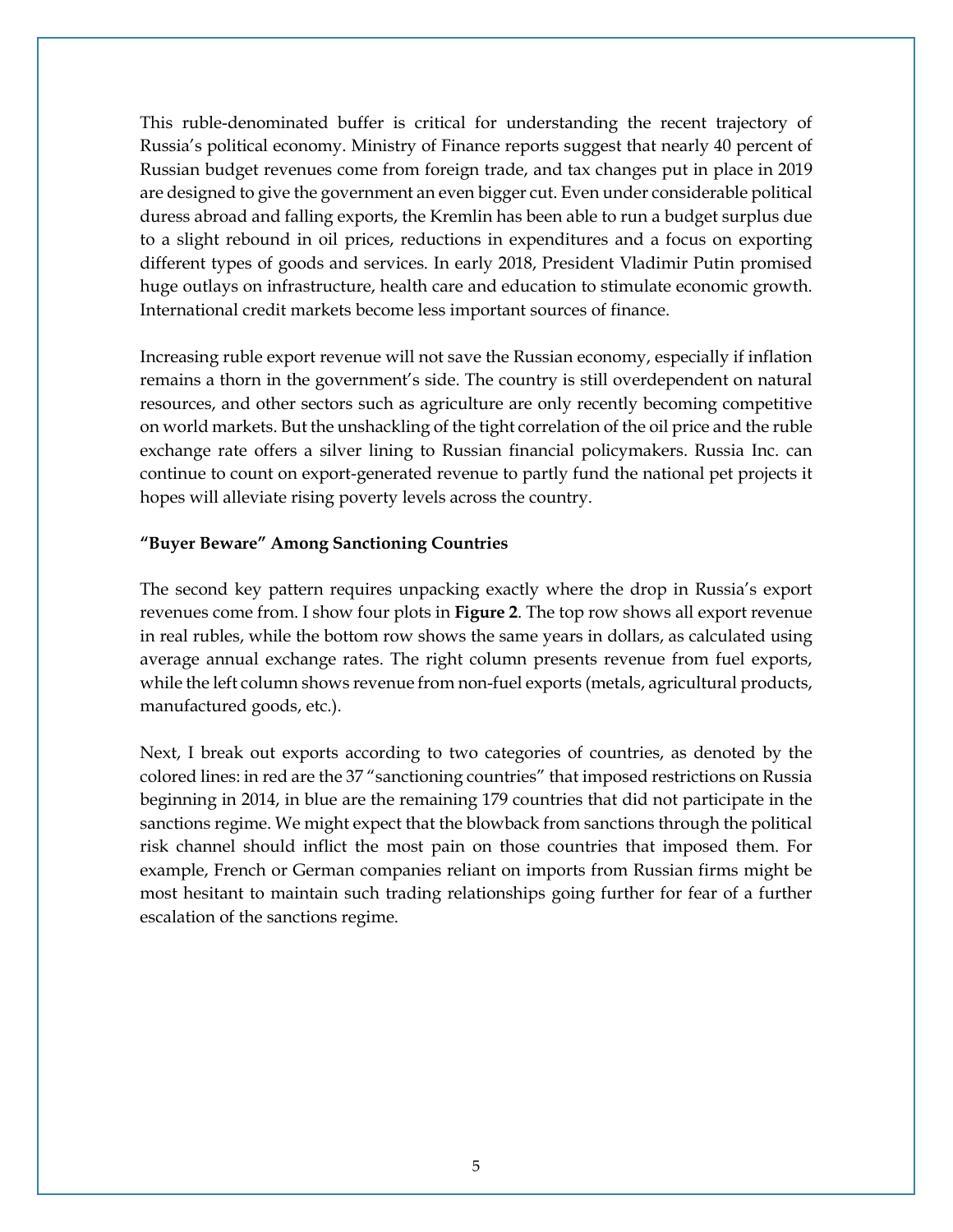This ruble-denominated buffer is critical for understanding the recent trajectory of Russia's political economy. Ministry of Finance reports suggest that nearly 40 percent of Russian budget revenues come from foreign trade, and tax changes put in place in 2019 are designed to give the government an even bigger cut. Even under considerable political duress abroad and falling exports, the Kremlin has been able to run a budget surplus due to a slight rebound in oil prices, reductions in expenditures and a focus on exporting different types of goods and services. In early 2018, President Vladimir Putin promised huge outlays on infrastructure, health care and education to stimulate economic growth. International credit markets become less important sources of finance.

Increasing ruble export revenue will not save the Russian economy, especially if inflation remains a thorn in the government's side. The country is still overdependent on natural resources, and other sectors such as agriculture are only recently becoming competitive on world markets. But the unshackling of the tight correlation of the oil price and the ruble exchange rate offers a silver lining to Russian financial policymakers. Russia Inc. can continue to count on export-generated revenue to partly fund the national pet projects it hopes will alleviate rising poverty levels across the country.

**"Buyer Beware" Among Sanctioning Countries**

The second key pattern requires unpacking exactly where the drop in Russia's export revenues come from. I show four plots in **Figure 2**. The top row shows all export revenue in real rubles, while the bottom row shows the same years in dollars, as calculated using average annual exchange rates. The right column presents revenue from fuel exports, while the left column shows revenue from non-fuel exports (metals, agricultural products, manufactured goods, etc.).

Next, I break out exports according to two categories of countries, as denoted by the colored lines: in red are the 37 "sanctioning countries" that imposed restrictions on Russia beginning in 2014, in blue are the remaining 179 countries that did not participate in the sanctions regime. We might expect that the blowback from sanctions through the political risk channel should inflict the most pain on those countries that imposed them. For example, French or German companies reliant on imports from Russian firms might be most hesitant to maintain such trading relationships going further for fear of a further escalation of the sanctions regime.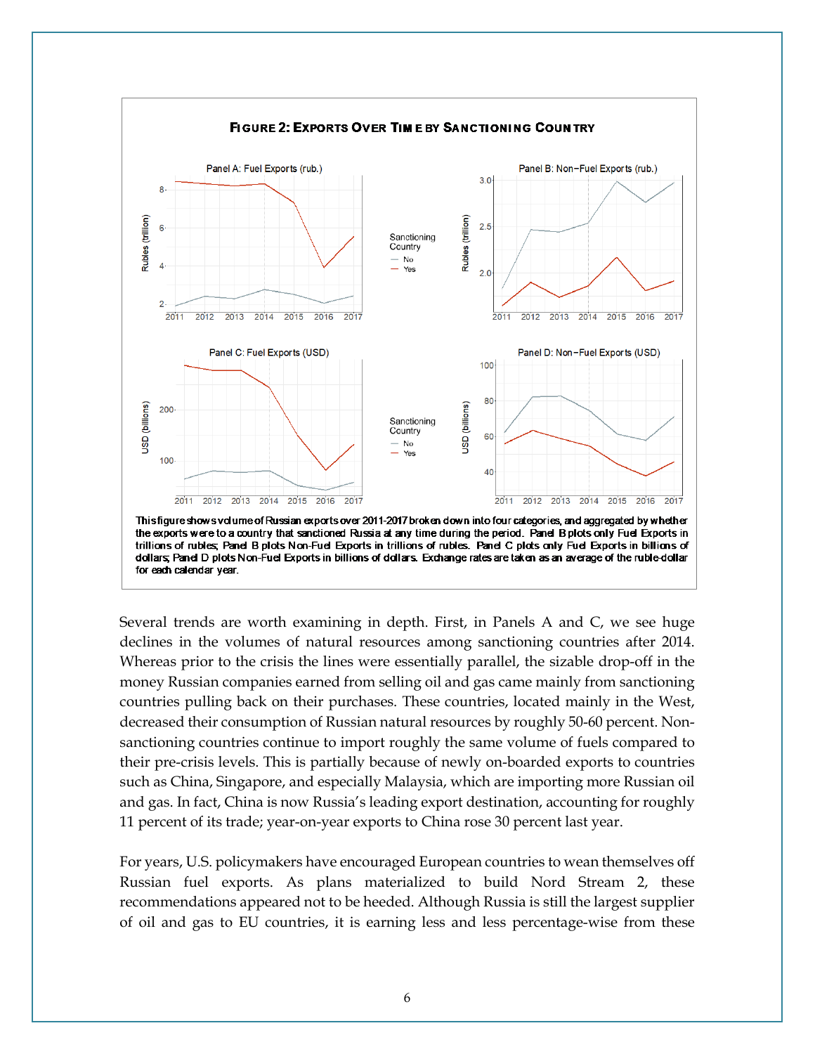**Figure 2: Exports Over Time by Sanctioning Country**

This figure shows volume of Russian exports over 2011-2017 broken down into four categories, and aggregated by whether the exports were to a country that sanctioned Russia at any time during the period. Panel B plots only Fuel Exports in trillions of rubles; Panel B plots Non-Fuel Exports in trillions of rubles. Panel C plots only Fuel Exports in billions of dollars; Panel D plots Non-Fuel Exports in billions of dollars. Exchange rates are taken as an average of the ruble-dollar for each calendar year.

Several trends are worth examining in depth. First, in Panels A and C, we see huge declines in the volumes of natural resources among sanctioning countries after 2014. Whereas prior to the crisis the lines were essentially parallel, the sizable drop-off in the money Russian companies earned from selling oil and gas came mainly from sanctioning countries pulling back on their purchases. These countries, located mainly in the West, decreased their consumption of Russian natural resources by roughly 50-60 percent. Non-sanctioning countries continue to import roughly the same volume of fuels compared to their pre-crisis levels. This is partially because of newly on-boarded exports to countries such as China, Singapore, and especially Malaysia, which are importing more Russian oil and gas. In fact, China is now Russia's leading export destination, accounting for roughly 11 percent of its trade; year-on-year exports to China rose 30 percent last year.

For years, U.S. policymakers have encouraged European countries to wean themselves off Russian fuel exports. As plans materialized to build Nord Stream 2, these recommendations appeared not to be heeded. Although Russia is still the largest supplier of oil and gas to EU countries, it is earning less and less percentage-wise from these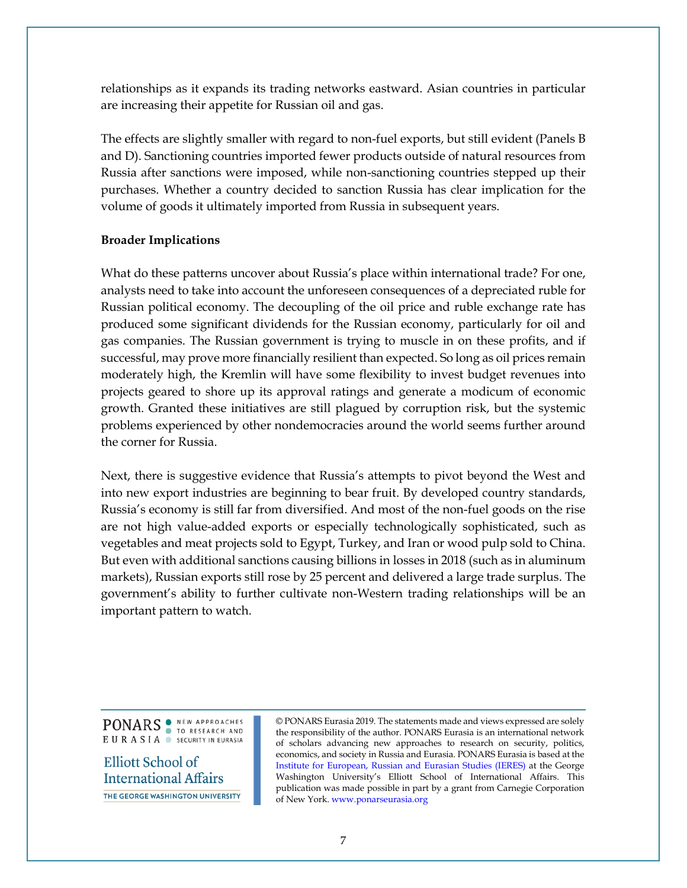relationships as it expands its trading networks eastward. Asian countries in particular are increasing their appetite for Russian oil and gas.

The effects are slightly smaller with regard to non-fuel exports, but still evident (Panels B and D). Sanctioning countries imported fewer products outside of natural resources from Russia after sanctions were imposed, while non-sanctioning countries stepped up their purchases. Whether a country decided to sanction Russia has clear implication for the volume of goods it ultimately imported from Russia in subsequent years.

**Broader Implications**

What do these patterns uncover about Russia's place within international trade? For one, analysts need to take into account the unforeseen consequences of a depreciated ruble for Russian political economy. The decoupling of the oil price and ruble exchange rate has produced some significant dividends for the Russian economy, particularly for oil and gas companies. The Russian government is trying to muscle in on these profits, and if successful, may prove more financially resilient than expected. So long as oil prices remain moderately high, the Kremlin will have some flexibility to invest budget revenues into projects geared to shore up its approval ratings and generate a modicum of economic growth. Granted these initiatives are still plagued by corruption risk, but the systemic problems experienced by other nondemocracies around the world seems further around the corner for Russia.

Next, there is suggestive evidence that Russia's attempts to pivot beyond the West and into new export industries are beginning to bear fruit. By developed country standards, Russia's economy is still far from diversified. And most of the non-fuel goods on the rise are not high value-added exports or especially technologically sophisticated, such as vegetables and meat projects sold to Egypt, Turkey, and Iran or wood pulp sold to China. But even with additional sanctions causing billions in losses in 2018 (such as in aluminum markets), Russian exports still rose by 25 percent and delivered a large trade surplus. The government's ability to further cultivate non-Western trading relationships will be an important pattern to watch.

PONARS EURASIA — NEW APPROACHES TO RESEARCH AND SECURITY IN EURASIA

Elliott School of International Affairs
THE GEORGE WASHINGTON UNIVERSITY

© PONARS Eurasia 2019. The statements made and views expressed are solely the responsibility of the author. PONARS Eurasia is an international network of scholars advancing new approaches to research on security, politics, economics, and society in Russia and Eurasia. PONARS Eurasia is based at the Institute for European, Russian and Eurasian Studies (IERES) at the George Washington University's Elliott School of International Affairs. This publication was made possible in part by a grant from Carnegie Corporation of New York. www.ponarseurasia.org